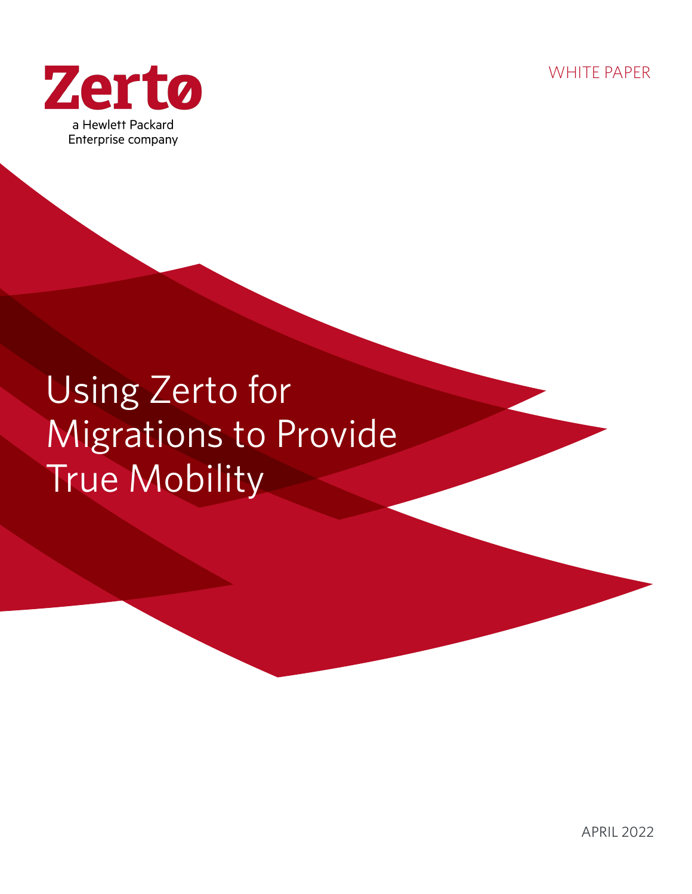Zertø

a Hewlett Packard Enterprise company

WHITE PAPER

# Using Zerto for Migrations to Provide True Mobility

APRIL 2022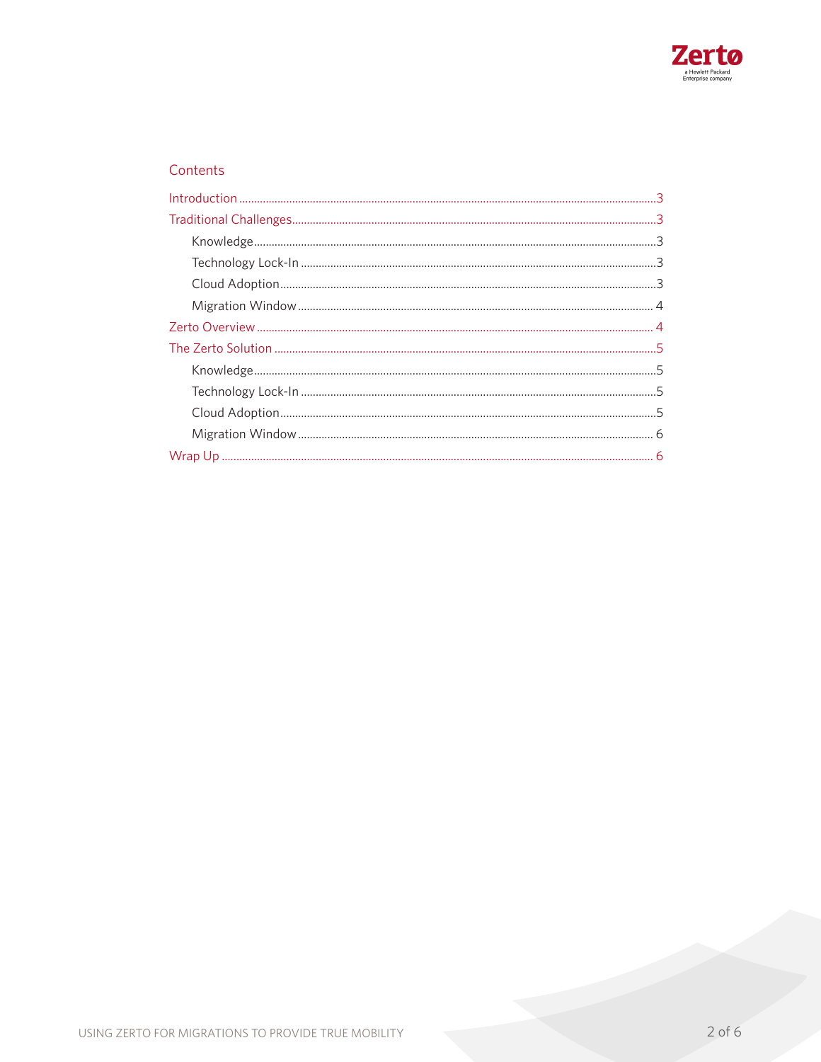## Contents

- Introduction ........ 3
- Traditional Challenges ........ 3
  - Knowledge ........ 3
  - Technology Lock-In ........ 3
  - Cloud Adoption ........ 3
  - Migration Window ........ 4
- Zerto Overview ........ 4
- The Zerto Solution ........ 5
  - Knowledge ........ 5
  - Technology Lock-In ........ 5
  - Cloud Adoption ........ 5
  - Migration Window ........ 6
- Wrap Up ........ 6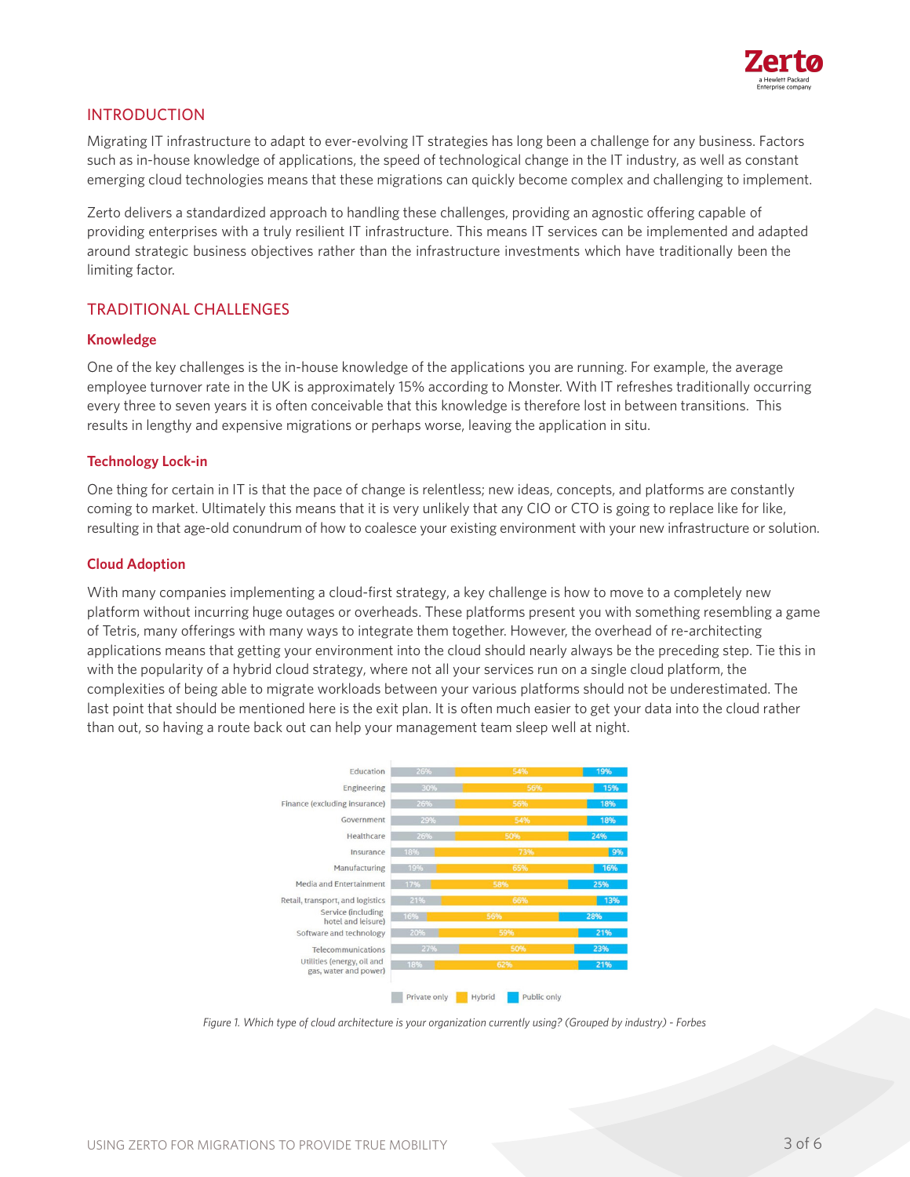## INTRODUCTION

Migrating IT infrastructure to adapt to ever-evolving IT strategies has long been a challenge for any business. Factors such as in-house knowledge of applications, the speed of technological change in the IT industry, as well as constant emerging cloud technologies means that these migrations can quickly become complex and challenging to implement.

Zerto delivers a standardized approach to handling these challenges, providing an agnostic offering capable of providing enterprises with a truly resilient IT infrastructure. This means IT services can be implemented and adapted around strategic business objectives rather than the infrastructure investments which have traditionally been the limiting factor.

## TRADITIONAL CHALLENGES

### Knowledge

One of the key challenges is the in-house knowledge of the applications you are running. For example, the average employee turnover rate in the UK is approximately 15% according to Monster. With IT refreshes traditionally occurring every three to seven years it is often conceivable that this knowledge is therefore lost in between transitions. This results in lengthy and expensive migrations or perhaps worse, leaving the application in situ.

### Technology Lock-in

One thing for certain in IT is that the pace of change is relentless; new ideas, concepts, and platforms are constantly coming to market. Ultimately this means that it is very unlikely that any CIO or CTO is going to replace like for like, resulting in that age-old conundrum of how to coalesce your existing environment with your new infrastructure or solution.

### Cloud Adoption

With many companies implementing a cloud-first strategy, a key challenge is how to move to a completely new platform without incurring huge outages or overheads. These platforms present you with something resembling a game of Tetris, many offerings with many ways to integrate them together. However, the overhead of re-architecting applications means that getting your environment into the cloud should nearly always be the preceding step. Tie this in with the popularity of a hybrid cloud strategy, where not all your services run on a single cloud platform, the complexities of being able to migrate workloads between your various platforms should not be underestimated. The last point that should be mentioned here is the exit plan. It is often much easier to get your data into the cloud rather than out, so having a route back out can help your management team sleep well at night.

| Industry | Private only | Hybrid | Public only |
|---|---|---|---|
| Education | 26% | 54% | 19% |
| Engineering | 30% | 56% | 15% |
| Finance (excluding insurance) | 26% | 56% | 18% |
| Government | 29% | 54% | 18% |
| Healthcare | 26% | 50% | 24% |
| Insurance | 18% | 73% | 9% |
| Manufacturing | 19% | 65% | 16% |
| Media and Entertainment | 17% | 58% | 25% |
| Retail, transport, and logistics | 21% | 66% | 13% |
| Service (including hotel and leisure) | 16% | 56% | 28% |
| Software and technology | 20% | 59% | 21% |
| Telecommunications | 27% | 50% | 23% |
| Utilities (energy, oil and gas, water and power) | 18% | 62% | 21% |

*Figure 1. Which type of cloud architecture is your organization currently using? (Grouped by industry) - Forbes*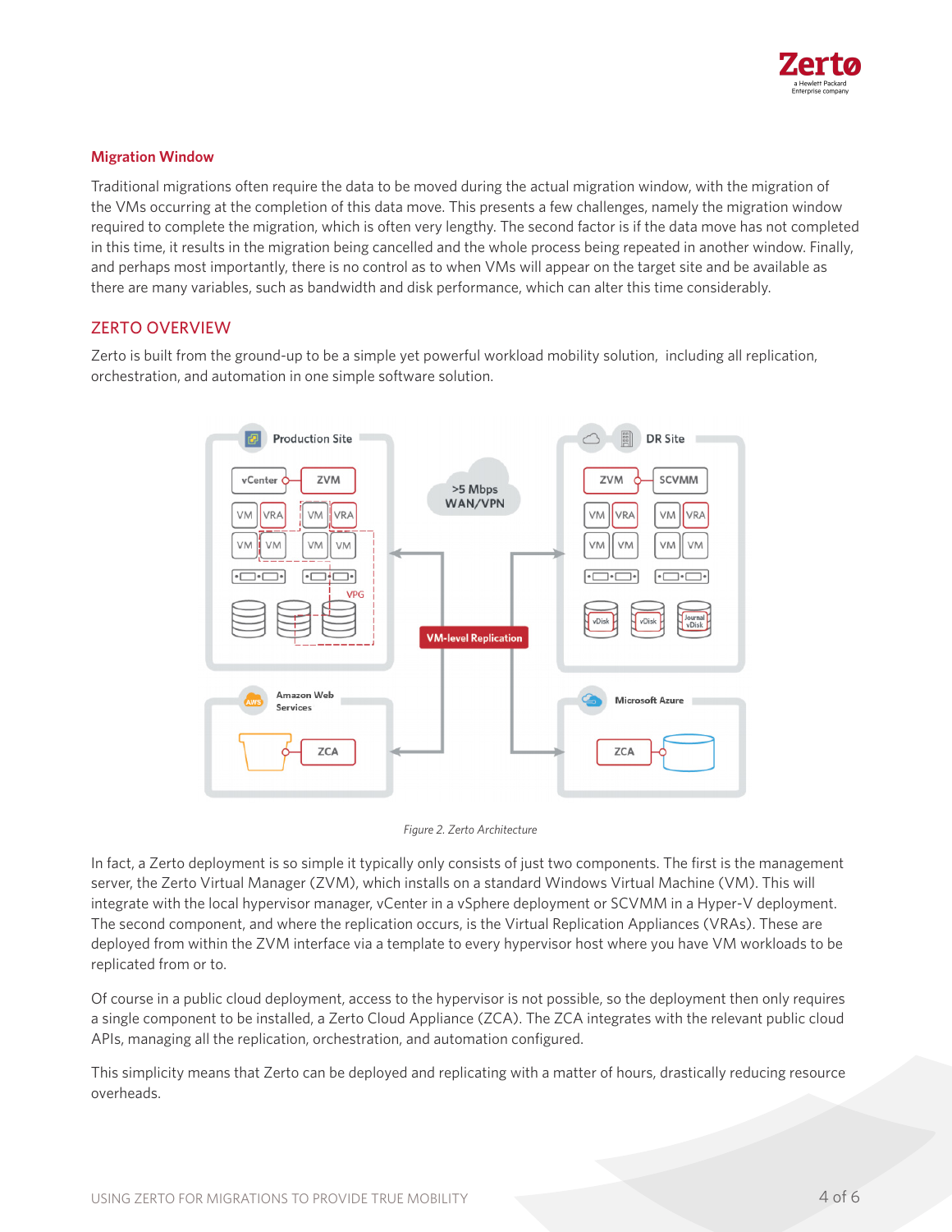## Migration Window

Traditional migrations often require the data to be moved during the actual migration window, with the migration of the VMs occurring at the completion of this data move. This presents a few challenges, namely the migration window required to complete the migration, which is often very lengthy. The second factor is if the data move has not completed in this time, it results in the migration being cancelled and the whole process being repeated in another window. Finally, and perhaps most importantly, there is no control as to when VMs will appear on the target site and be available as there are many variables, such as bandwidth and disk performance, which can alter this time considerably.

## ZERTO OVERVIEW

Zerto is built from the ground-up to be a simple yet powerful workload mobility solution, including all replication, orchestration, and automation in one simple software solution.

*Figure 2. Zerto Architecture*

In fact, a Zerto deployment is so simple it typically only consists of just two components. The first is the management server, the Zerto Virtual Manager (ZVM), which installs on a standard Windows Virtual Machine (VM). This will integrate with the local hypervisor manager, vCenter in a vSphere deployment or SCVMM in a Hyper-V deployment. The second component, and where the replication occurs, is the Virtual Replication Appliances (VRAs). These are deployed from within the ZVM interface via a template to every hypervisor host where you have VM workloads to be replicated from or to.

Of course in a public cloud deployment, access to the hypervisor is not possible, so the deployment then only requires a single component to be installed, a Zerto Cloud Appliance (ZCA). The ZCA integrates with the relevant public cloud APIs, managing all the replication, orchestration, and automation configured.

This simplicity means that Zerto can be deployed and replicating with a matter of hours, drastically reducing resource overheads.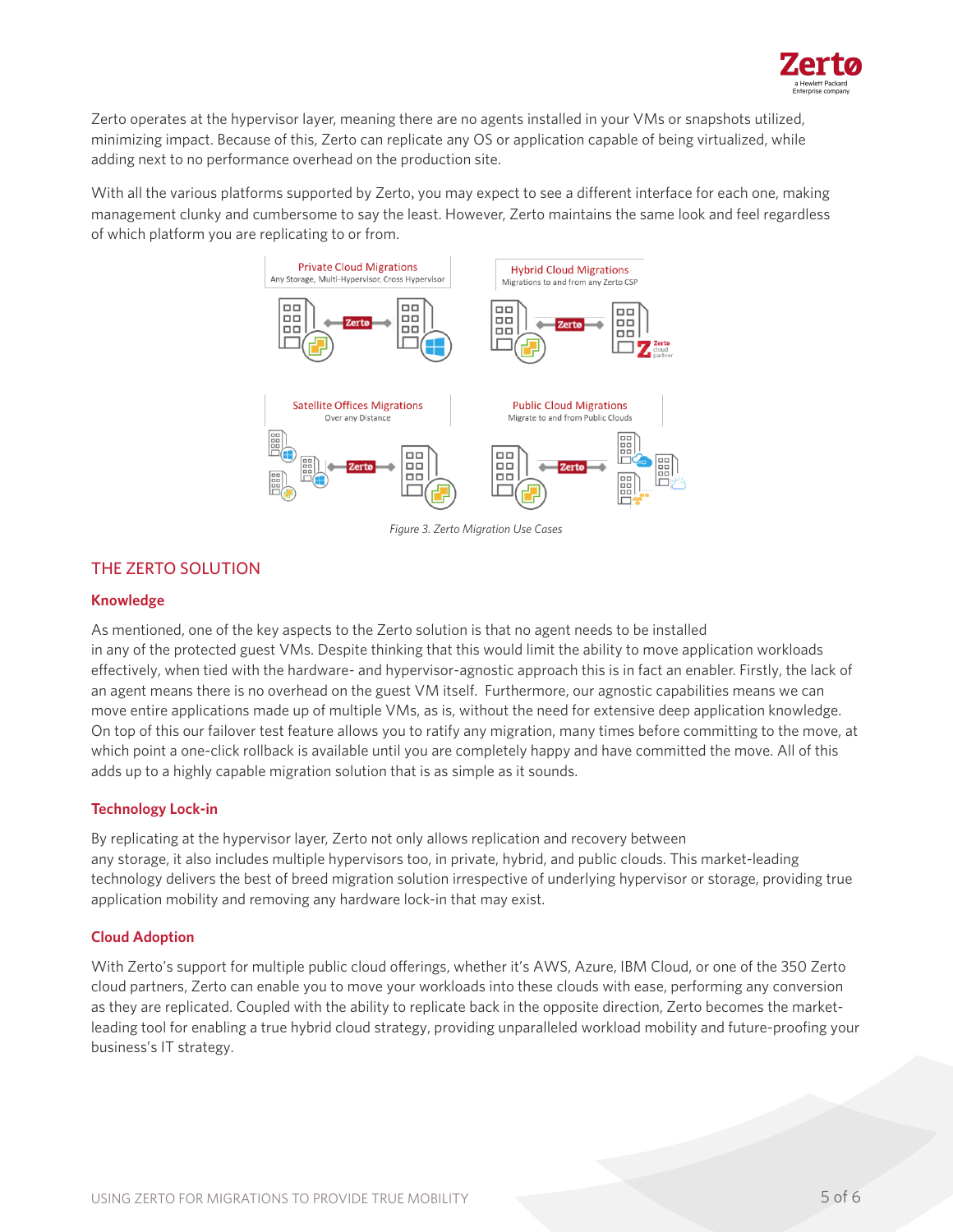Zerto operates at the hypervisor layer, meaning there are no agents installed in your VMs or snapshots utilized, minimizing impact. Because of this, Zerto can replicate any OS or application capable of being virtualized, while adding next to no performance overhead on the production site.

With all the various platforms supported by Zerto, you may expect to see a different interface for each one, making management clunky and cumbersome to say the least. However, Zerto maintains the same look and feel regardless of which platform you are replicating to or from.

*Figure 3. Zerto Migration Use Cases*

## THE ZERTO SOLUTION

### Knowledge

As mentioned, one of the key aspects to the Zerto solution is that no agent needs to be installed in any of the protected guest VMs. Despite thinking that this would limit the ability to move application workloads effectively, when tied with the hardware- and hypervisor-agnostic approach this is in fact an enabler. Firstly, the lack of an agent means there is no overhead on the guest VM itself. Furthermore, our agnostic capabilities means we can move entire applications made up of multiple VMs, as is, without the need for extensive deep application knowledge. On top of this our failover test feature allows you to ratify any migration, many times before committing to the move, at which point a one-click rollback is available until you are completely happy and have committed the move. All of this adds up to a highly capable migration solution that is as simple as it sounds.

### Technology Lock-in

By replicating at the hypervisor layer, Zerto not only allows replication and recovery between any storage, it also includes multiple hypervisors too, in private, hybrid, and public clouds. This market-leading technology delivers the best of breed migration solution irrespective of underlying hypervisor or storage, providing true application mobility and removing any hardware lock-in that may exist.

### Cloud Adoption

With Zerto's support for multiple public cloud offerings, whether it's AWS, Azure, IBM Cloud, or one of the 350 Zerto cloud partners, Zerto can enable you to move your workloads into these clouds with ease, performing any conversion as they are replicated. Coupled with the ability to replicate back in the opposite direction, Zerto becomes the market-leading tool for enabling a true hybrid cloud strategy, providing unparalleled workload mobility and future-proofing your business's IT strategy.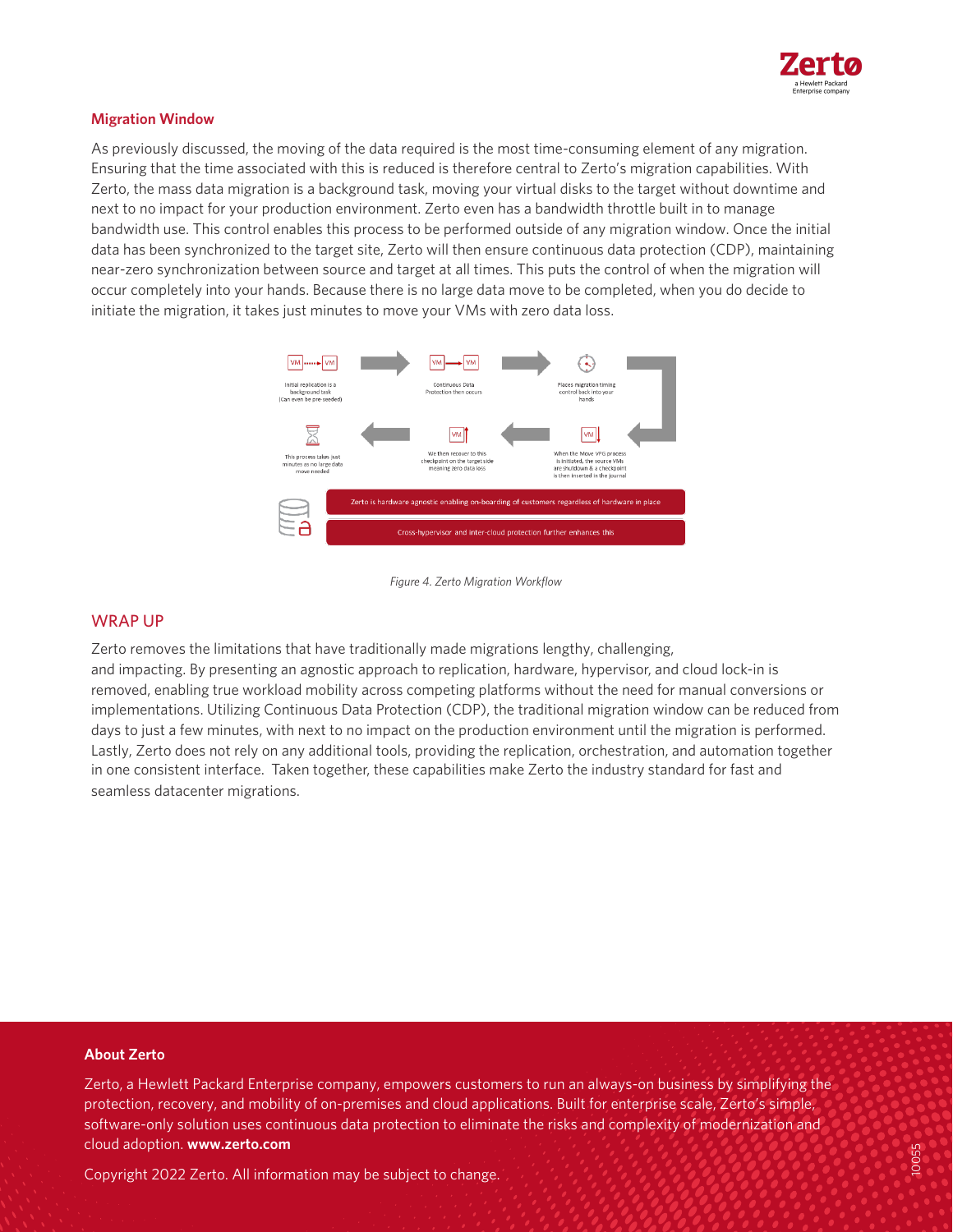## Migration Window

As previously discussed, the moving of the data required is the most time-consuming element of any migration. Ensuring that the time associated with this is reduced is therefore central to Zerto's migration capabilities. With Zerto, the mass data migration is a background task, moving your virtual disks to the target without downtime and next to no impact for your production environment. Zerto even has a bandwidth throttle built in to manage bandwidth use. This control enables this process to be performed outside of any migration window. Once the initial data has been synchronized to the target site, Zerto will then ensure continuous data protection (CDP), maintaining near-zero synchronization between source and target at all times. This puts the control of when the migration will occur completely into your hands. Because there is no large data move to be completed, when you do decide to initiate the migration, it takes just minutes to move your VMs with zero data loss.

VM VM
Initial replication is a background task (Can even be pre-seeded)

VM VM
Continuous Data Protection then occurs

Places migration timing control back into your hands

VM
When the Move VPG process is initiated, the source VMs are shutdown & a checkpoint is then inserted in the journal

VM
We then recover to this checkpoint on the target side meaning zero data loss

This process takes just minutes as no large data move needed

Zerto is hardware agnostic enabling on-boarding of customers regardless of hardware in place

Cross-hypervisor and inter-cloud protection further enhances this

*Figure 4. Zerto Migration Workflow*

## WRAP UP

Zerto removes the limitations that have traditionally made migrations lengthy, challenging, and impacting. By presenting an agnostic approach to replication, hardware, hypervisor, and cloud lock-in is removed, enabling true workload mobility across competing platforms without the need for manual conversions or implementations. Utilizing Continuous Data Protection (CDP), the traditional migration window can be reduced from days to just a few minutes, with next to no impact on the production environment until the migration is performed. Lastly, Zerto does not rely on any additional tools, providing the replication, orchestration, and automation together in one consistent interface. Taken together, these capabilities make Zerto the industry standard for fast and seamless datacenter migrations.

### About Zerto

Zerto, a Hewlett Packard Enterprise company, empowers customers to run an always-on business by simplifying the protection, recovery, and mobility of on-premises and cloud applications. Built for enterprise scale, Zerto's simple, software-only solution uses continuous data protection to eliminate the risks and complexity of modernization and cloud adoption. **www.zerto.com**

Copyright 2022 Zerto. All information may be subject to change.